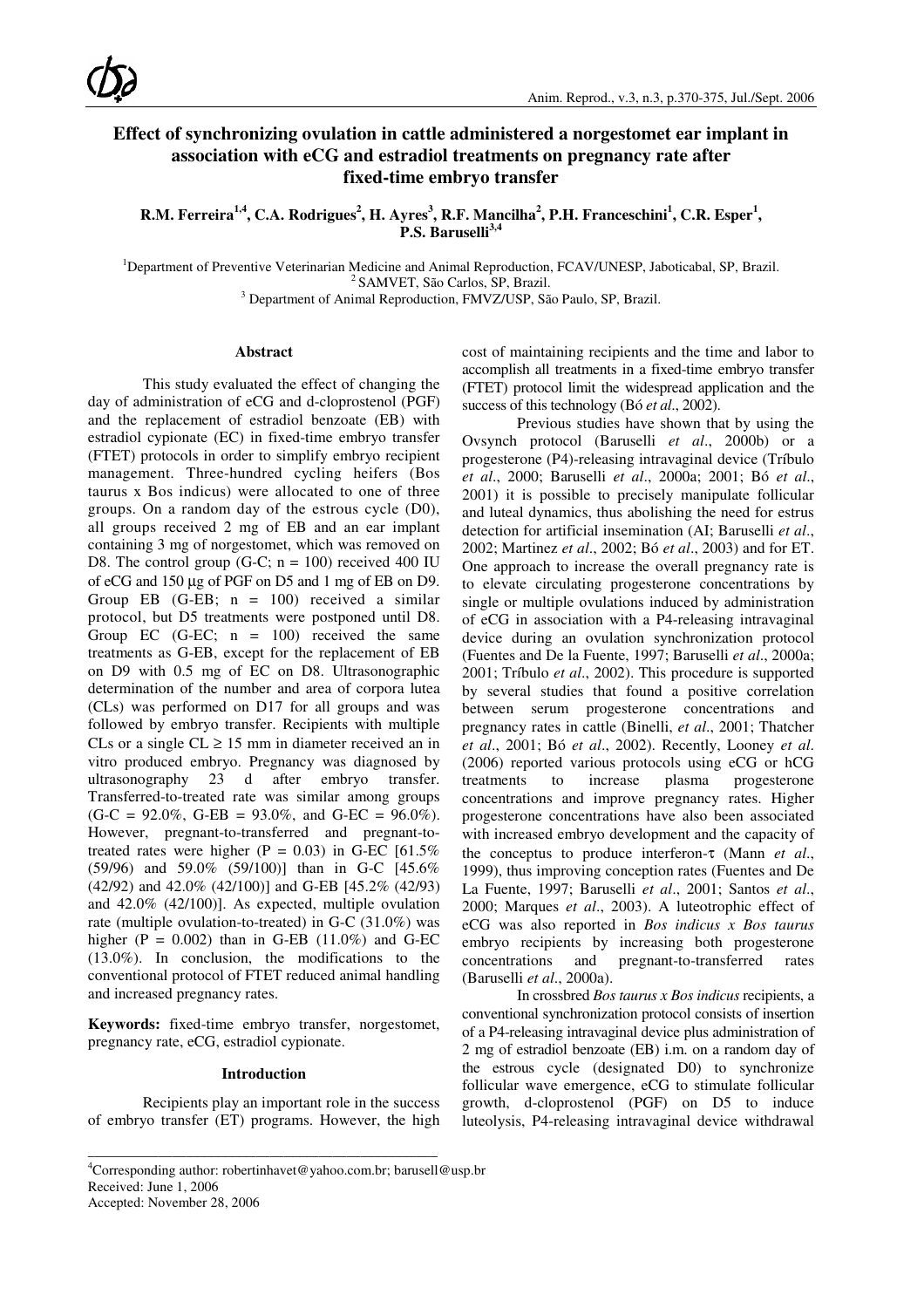# Effect of synchronizing ovulation in cattle administered a norgestomet ear implant in association with eCG and estradiol treatments on pregnancy rate after fixed-time embryo transfer

**R.M. Ferreira[1,4], C.A. Rodrigues[2], H. Ayres[3], R.F. Mancilha[2], P.H. Franceschini[1], C.R. Esper[1], P.S. Baruselli[3,4]**

[1]Department of Preventive Veterinarian Medicine and Animal Reproduction, FCAV/UNESP, Jaboticabal, SP, Brazil.
[2] SAMVET, São Carlos, SP, Brazil.
[3] Department of Animal Reproduction, FMVZ/USP, São Paulo, SP, Brazil.

## Abstract

This study evaluated the effect of changing the day of administration of eCG and d-cloprostenol (PGF) and the replacement of estradiol benzoate (EB) with estradiol cypionate (EC) in fixed-time embryo transfer (FTET) protocols in order to simplify embryo recipient management. Three-hundred cycling heifers (Bos taurus x Bos indicus) were allocated to one of three groups. On a random day of the estrous cycle (D0), all groups received 2 mg of EB and an ear implant containing 3 mg of norgestomet, which was removed on D8. The control group (G-C; n = 100) received 400 IU of eCG and 150 μg of PGF on D5 and 1 mg of EB on D9. Group EB (G-EB; n = 100) received a similar protocol, but D5 treatments were postponed until D8. Group EC (G-EC; n = 100) received the same treatments as G-EB, except for the replacement of EB on D9 with 0.5 mg of EC on D8. Ultrasonographic determination of the number and area of corpora lutea (CLs) was performed on D17 for all groups and was followed by embryo transfer. Recipients with multiple CLs or a single CL ≥ 15 mm in diameter received an in vitro produced embryo. Pregnancy was diagnosed by ultrasonography 23 d after embryo transfer. Transferred-to-treated rate was similar among groups (G-C = 92.0%, G-EB = 93.0%, and G-EC = 96.0%). However, pregnant-to-transferred and pregnant-to-treated rates were higher (P = 0.03) in G-EC [61.5% (59/96) and 59.0% (59/100)] than in G-C [45.6% (42/92) and 42.0% (42/100)] and G-EB [45.2% (42/93) and 42.0% (42/100)]. As expected, multiple ovulation rate (multiple ovulation-to-treated) in G-C (31.0%) was higher (P = 0.002) than in G-EB (11.0%) and G-EC (13.0%). In conclusion, the modifications to the conventional protocol of FTET reduced animal handling and increased pregnancy rates.

**Keywords:** fixed-time embryo transfer, norgestomet, pregnancy rate, eCG, estradiol cypionate.

## Introduction

Recipients play an important role in the success of embryo transfer (ET) programs. However, the high cost of maintaining recipients and the time and labor to accomplish all treatments in a fixed-time embryo transfer (FTET) protocol limit the widespread application and the success of this technology (Bó *et al*., 2002).

Previous studies have shown that by using the Ovsynch protocol (Baruselli *et al*., 2000b) or a progesterone (P4)-releasing intravaginal device (Tríbulo *et al*., 2000; Baruselli *et al*., 2000a; 2001; Bó *et al*., 2001) it is possible to precisely manipulate follicular and luteal dynamics, thus abolishing the need for estrus detection for artificial insemination (AI; Baruselli *et al*., 2002; Martinez *et al*., 2002; Bó *et al*., 2003) and for ET. One approach to increase the overall pregnancy rate is to elevate circulating progesterone concentrations by single or multiple ovulations induced by administration of eCG in association with a P4-releasing intravaginal device during an ovulation synchronization protocol (Fuentes and De la Fuente, 1997; Baruselli *et al*., 2000a; 2001; Tríbulo *et al*., 2002). This procedure is supported by several studies that found a positive correlation between serum progesterone concentrations and pregnancy rates in cattle (Binelli, *et al*., 2001; Thatcher *et al*., 2001; Bó *et al*., 2002). Recently, Looney *et al*. (2006) reported various protocols using eCG or hCG treatments to increase plasma progesterone concentrations and improve pregnancy rates. Higher progesterone concentrations have also been associated with increased embryo development and the capacity of the conceptus to produce interferon-τ (Mann *et al*., 1999), thus improving conception rates (Fuentes and De La Fuente, 1997; Baruselli *et al*., 2001; Santos *et al*., 2000; Marques *et al*., 2003). A luteotrophic effect of eCG was also reported in *Bos indicus x Bos taurus* embryo recipients by increasing both progesterone concentrations and pregnant-to-transferred rates (Baruselli *et al*., 2000a).

In crossbred *Bos taurus x Bos indicus* recipients, a conventional synchronization protocol consists of insertion of a P4-releasing intravaginal device plus administration of 2 mg of estradiol benzoate (EB) i.m. on a random day of the estrous cycle (designated D0) to synchronize follicular wave emergence, eCG to stimulate follicular growth, d-cloprostenol (PGF) on D5 to induce luteolysis, P4-releasing intravaginal device withdrawal

---

[4]Corresponding author: robertinhavet@yahoo.com.br; barusell@usp.br
Received: June 1, 2006
Accepted: November 28, 2006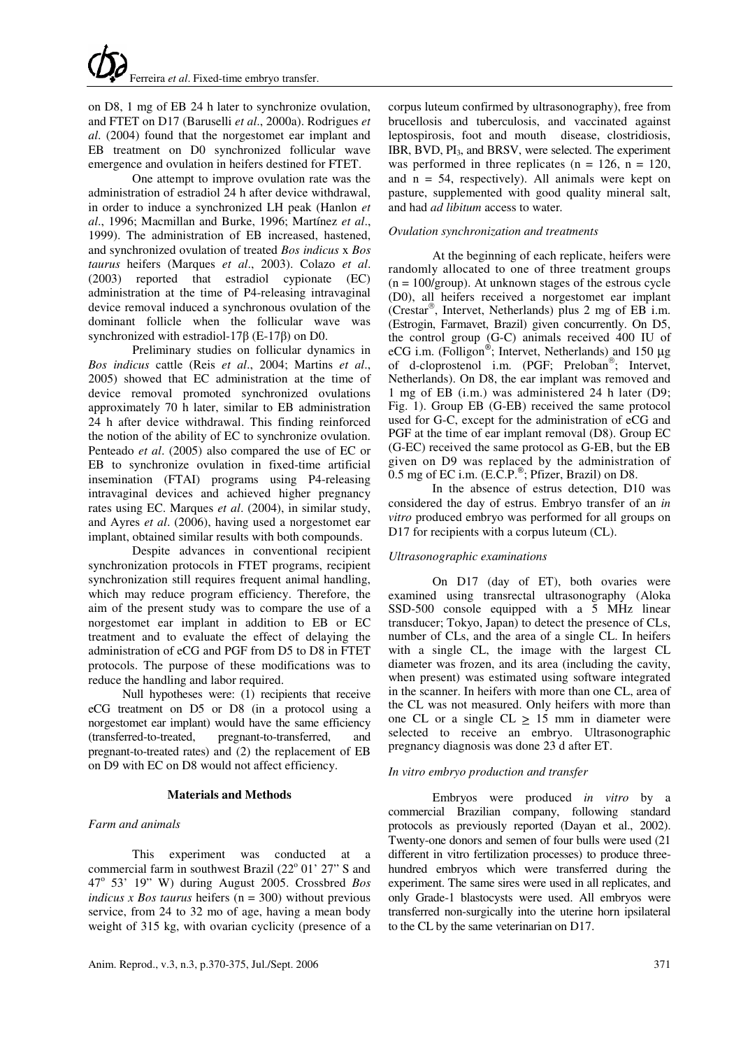on D8, 1 mg of EB 24 h later to synchronize ovulation, and FTET on D17 (Baruselli *et al*., 2000a). Rodrigues *et al*. (2004) found that the norgestomet ear implant and EB treatment on D0 synchronized follicular wave emergence and ovulation in heifers destined for FTET.

One attempt to improve ovulation rate was the administration of estradiol 24 h after device withdrawal, in order to induce a synchronized LH peak (Hanlon *et al*., 1996; Macmillan and Burke, 1996; Martínez *et al*., 1999). The administration of EB increased, hastened, and synchronized ovulation of treated *Bos indicus* x *Bos taurus* heifers (Marques *et al*., 2003). Colazo *et al*. (2003) reported that estradiol cypionate (EC) administration at the time of P4-releasing intravaginal device removal induced a synchronous ovulation of the dominant follicle when the follicular wave was synchronized with estradiol-17β (E-17β) on D0.

Preliminary studies on follicular dynamics in *Bos indicus* cattle (Reis *et al*., 2004; Martins *et al*., 2005) showed that EC administration at the time of device removal promoted synchronized ovulations approximately 70 h later, similar to EB administration 24 h after device withdrawal. This finding reinforced the notion of the ability of EC to synchronize ovulation. Penteado *et al*. (2005) also compared the use of EC or EB to synchronize ovulation in fixed-time artificial insemination (FTAI) programs using P4-releasing intravaginal devices and achieved higher pregnancy rates using EC. Marques *et al*. (2004), in similar study, and Ayres *et al*. (2006), having used a norgestomet ear implant, obtained similar results with both compounds.

Despite advances in conventional recipient synchronization protocols in FTET programs, recipient synchronization still requires frequent animal handling, which may reduce program efficiency. Therefore, the aim of the present study was to compare the use of a norgestomet ear implant in addition to EB or EC treatment and to evaluate the effect of delaying the administration of eCG and PGF from D5 to D8 in FTET protocols. The purpose of these modifications was to reduce the handling and labor required.

Null hypotheses were: (1) recipients that receive eCG treatment on D5 or D8 (in a protocol using a norgestomet ear implant) would have the same efficiency (transferred-to-treated, pregnant-to-transferred, and pregnant-to-treated rates) and (2) the replacement of EB on D9 with EC on D8 would not affect efficiency.

## Materials and Methods

### *Farm and animals*

This experiment was conducted at a commercial farm in southwest Brazil (22° 01' 27" S and 47° 53' 19" W) during August 2005. Crossbred *Bos indicus x Bos taurus* heifers (n = 300) without previous service, from 24 to 32 mo of age, having a mean body weight of 315 kg, with ovarian cyclicity (presence of a corpus luteum confirmed by ultrasonography), free from brucellosis and tuberculosis, and vaccinated against leptospirosis, foot and mouth disease, clostridiosis, IBR, BVD, $PI_3$, and BRSV, were selected. The experiment was performed in three replicates (n = 126, n = 120, and n = 54, respectively). All animals were kept on pasture, supplemented with good quality mineral salt, and had *ad libitum* access to water.

### *Ovulation synchronization and treatments*

At the beginning of each replicate, heifers were randomly allocated to one of three treatment groups (n = 100/group). At unknown stages of the estrous cycle (D0), all heifers received a norgestomet ear implant (Crestar®, Intervet, Netherlands) plus 2 mg of EB i.m. (Estrogin, Farmavet, Brazil) given concurrently. On D5, the control group (G-C) animals received 400 IU of eCG i.m. (Folligon®; Intervet, Netherlands) and 150 μg of d-cloprostenol i.m. (PGF; Preloban®; Intervet, Netherlands). On D8, the ear implant was removed and 1 mg of EB (i.m.) was administered 24 h later (D9; Fig. 1). Group EB (G-EB) received the same protocol used for G-C, except for the administration of eCG and PGF at the time of ear implant removal (D8). Group EC (G-EC) received the same protocol as G-EB, but the EB given on D9 was replaced by the administration of 0.5 mg of EC i.m. (E.C.P.®; Pfizer, Brazil) on D8.

In the absence of estrus detection, D10 was considered the day of estrus. Embryo transfer of an *in vitro* produced embryo was performed for all groups on D17 for recipients with a corpus luteum (CL).

### *Ultrasonographic examinations*

On D17 (day of ET), both ovaries were examined using transrectal ultrasonography (Aloka SSD-500 console equipped with a 5 MHz linear transducer; Tokyo, Japan) to detect the presence of CLs, number of CLs, and the area of a single CL. In heifers with a single CL, the image with the largest CL diameter was frozen, and its area (including the cavity, when present) was estimated using software integrated in the scanner. In heifers with more than one CL, area of the CL was not measured. Only heifers with more than one CL or a single CL ≥ 15 mm in diameter were selected to receive an embryo. Ultrasonographic pregnancy diagnosis was done 23 d after ET.

### *In vitro embryo production and transfer*

Embryos were produced *in vitro* by a commercial Brazilian company, following standard protocols as previously reported (Dayan et al., 2002). Twenty-one donors and semen of four bulls were used (21 different in vitro fertilization processes) to produce three-hundred embryos which were transferred during the experiment. The same sires were used in all replicates, and only Grade-1 blastocysts were used. All embryos were transferred non-surgically into the uterine horn ipsilateral to the CL by the same veterinarian on D17.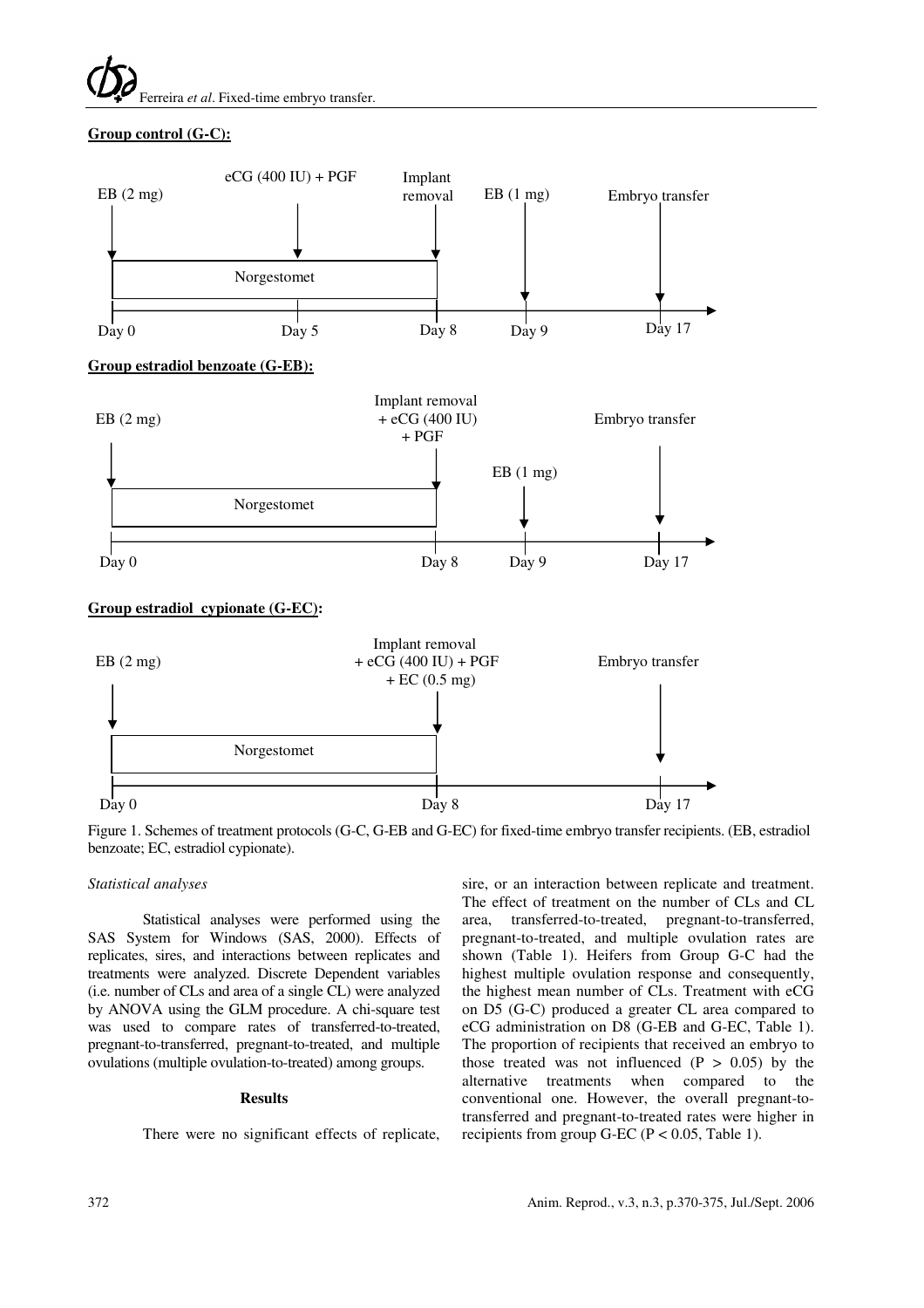**Group control (G-C):**

EB (2 mg) — Day 0; eCG (400 IU) + PGF — Day 5; Implant removal — Day 8; EB (1 mg) — Day 9; Embryo transfer — Day 17. Norgestomet: Day 0 to Day 8.

**Group estradiol benzoate (G-EB):**

EB (2 mg) — Day 0; Implant removal + eCG (400 IU) + PGF — Day 8; EB (1 mg) — Day 9; Embryo transfer — Day 17. Norgestomet: Day 0 to Day 8.

**Group estradiol cypionate (G-EC):**

EB (2 mg) — Day 0; Implant removal + eCG (400 IU) + PGF + EC (0.5 mg) — Day 8; Embryo transfer — Day 17. Norgestomet: Day 0 to Day 8.

Figure 1. Schemes of treatment protocols (G-C, G-EB and G-EC) for fixed-time embryo transfer recipients. (EB, estradiol benzoate; EC, estradiol cypionate).

*Statistical analyses*

Statistical analyses were performed using the SAS System for Windows (SAS, 2000). Effects of replicates, sires, and interactions between replicates and treatments were analyzed. Discrete Dependent variables (i.e. number of CLs and area of a single CL) were analyzed by ANOVA using the GLM procedure. A chi-square test was used to compare rates of transferred-to-treated, pregnant-to-transferred, pregnant-to-treated, and multiple ovulations (multiple ovulation-to-treated) among groups.

## Results

There were no significant effects of replicate, sire, or an interaction between replicate and treatment. The effect of treatment on the number of CLs and CL area, transferred-to-treated, pregnant-to-transferred, pregnant-to-treated, and multiple ovulation rates are shown (Table 1). Heifers from Group G-C had the highest multiple ovulation response and consequently, the highest mean number of CLs. Treatment with eCG on D5 (G-C) produced a greater CL area compared to eCG administration on D8 (G-EB and G-EC, Table 1). The proportion of recipients that received an embryo to those treated was not influenced ($P > 0.05$) by the alternative treatments when compared to the conventional one. However, the overall pregnant-to-transferred and pregnant-to-treated rates were higher in recipients from group G-EC ($P < 0.05$, Table 1).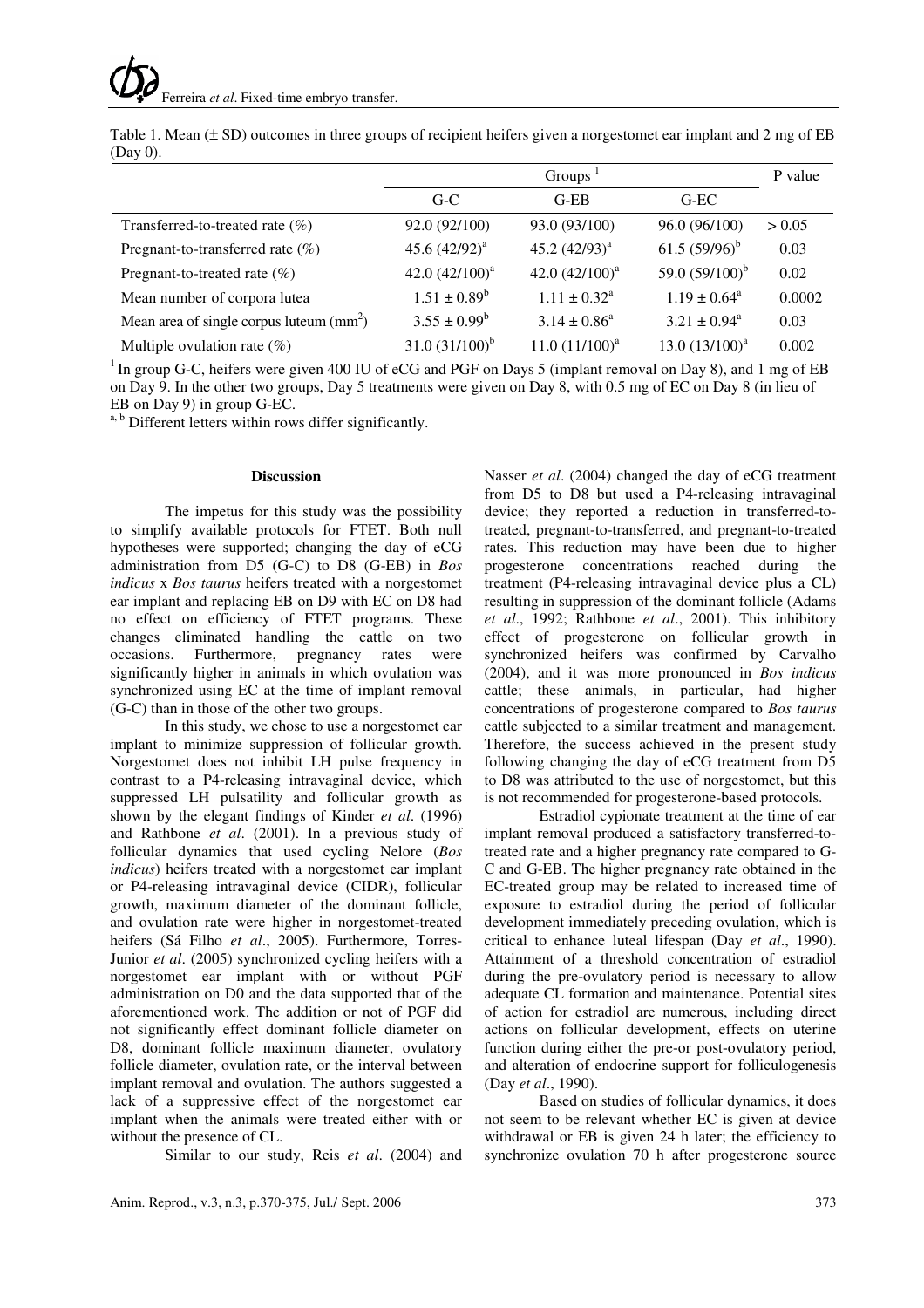Table 1. Mean (± SD) outcomes in three groups of recipient heifers given a norgestomet ear implant and 2 mg of EB (Day 0).

| | Groups [1] | | | P value |
|---|---|---|---|---|
| | G-C | G-EB | G-EC | |
| Transferred-to-treated rate (%) | 92.0 (92/100) | 93.0 (93/100) | 96.0 (96/100) | > 0.05 |
| Pregnant-to-transferred rate (%) | 45.6 (42/92)[a] | 45.2 (42/93)[a] | 61.5 (59/96)[b] | 0.03 |
| Pregnant-to-treated rate (%) | 42.0 (42/100)[a] | 42.0 (42/100)[a] | 59.0 (59/100)[b] | 0.02 |
| Mean number of corpora lutea | 1.51 ± 0.89[b] | 1.11 ± 0.32[a] | 1.19 ± 0.64[a] | 0.0002 |
| Mean area of single corpus luteum ($mm^2$) | 3.55 ± 0.99[b] | 3.14 ± 0.86[a] | 3.21 ± 0.94[a] | 0.03 |
| Multiple ovulation rate (%) | 31.0 (31/100)[b] | 11.0 (11/100)[a] | 13.0 (13/100)[a] | 0.002 |

[1] In group G-C, heifers were given 400 IU of eCG and PGF on Days 5 (implant removal on Day 8), and 1 mg of EB on Day 9. In the other two groups, Day 5 treatments were given on Day 8, with 0.5 mg of EC on Day 8 (in lieu of EB on Day 9) in group G-EC.

[a, b] Different letters within rows differ significantly.

## Discussion

The impetus for this study was the possibility to simplify available protocols for FTET. Both null hypotheses were supported; changing the day of eCG administration from D5 (G-C) to D8 (G-EB) in *Bos indicus* x *Bos taurus* heifers treated with a norgestomet ear implant and replacing EB on D9 with EC on D8 had no effect on efficiency of FTET programs. These changes eliminated handling the cattle on two occasions. Furthermore, pregnancy rates were significantly higher in animals in which ovulation was synchronized using EC at the time of implant removal (G-C) than in those of the other two groups.

In this study, we chose to use a norgestomet ear implant to minimize suppression of follicular growth. Norgestomet does not inhibit LH pulse frequency in contrast to a P4-releasing intravaginal device, which suppressed LH pulsatility and follicular growth as shown by the elegant findings of Kinder *et al*. (1996) and Rathbone *et al*. (2001). In a previous study of follicular dynamics that used cycling Nelore (*Bos indicus*) heifers treated with a norgestomet ear implant or P4-releasing intravaginal device (CIDR), follicular growth, maximum diameter of the dominant follicle, and ovulation rate were higher in norgestomet-treated heifers (Sá Filho *et al*., 2005). Furthermore, Torres-Junior *et al*. (2005) synchronized cycling heifers with a norgestomet ear implant with or without PGF administration on D0 and the data supported that of the aforementioned work. The addition or not of PGF did not significantly effect dominant follicle diameter on D8, dominant follicle maximum diameter, ovulatory follicle diameter, ovulation rate, or the interval between implant removal and ovulation. The authors suggested a lack of a suppressive effect of the norgestomet ear implant when the animals were treated either with or without the presence of CL.

Similar to our study, Reis *et al*. (2004) and Nasser *et al*. (2004) changed the day of eCG treatment from D5 to D8 but used a P4-releasing intravaginal device; they reported a reduction in transferred-to-treated, pregnant-to-transferred, and pregnant-to-treated rates. This reduction may have been due to higher progesterone concentrations reached during the treatment (P4-releasing intravaginal device plus a CL) resulting in suppression of the dominant follicle (Adams *et al*., 1992; Rathbone *et al*., 2001). This inhibitory effect of progesterone on follicular growth in synchronized heifers was confirmed by Carvalho (2004), and it was more pronounced in *Bos indicus* cattle; these animals, in particular, had higher concentrations of progesterone compared to *Bos taurus* cattle subjected to a similar treatment and management. Therefore, the success achieved in the present study following changing the day of eCG treatment from D5 to D8 was attributed to the use of norgestomet, but this is not recommended for progesterone-based protocols.

Estradiol cypionate treatment at the time of ear implant removal produced a satisfactory transferred-to-treated rate and a higher pregnancy rate compared to G-C and G-EB. The higher pregnancy rate obtained in the EC-treated group may be related to increased time of exposure to estradiol during the period of follicular development immediately preceding ovulation, which is critical to enhance luteal lifespan (Day *et al*., 1990). Attainment of a threshold concentration of estradiol during the pre-ovulatory period is necessary to allow adequate CL formation and maintenance. Potential sites of action for estradiol are numerous, including direct actions on follicular development, effects on uterine function during either the pre-or post-ovulatory period, and alteration of endocrine support for folliculogenesis (Day *et al*., 1990).

Based on studies of follicular dynamics, it does not seem to be relevant whether EC is given at device withdrawal or EB is given 24 h later; the efficiency to synchronize ovulation 70 h after progesterone source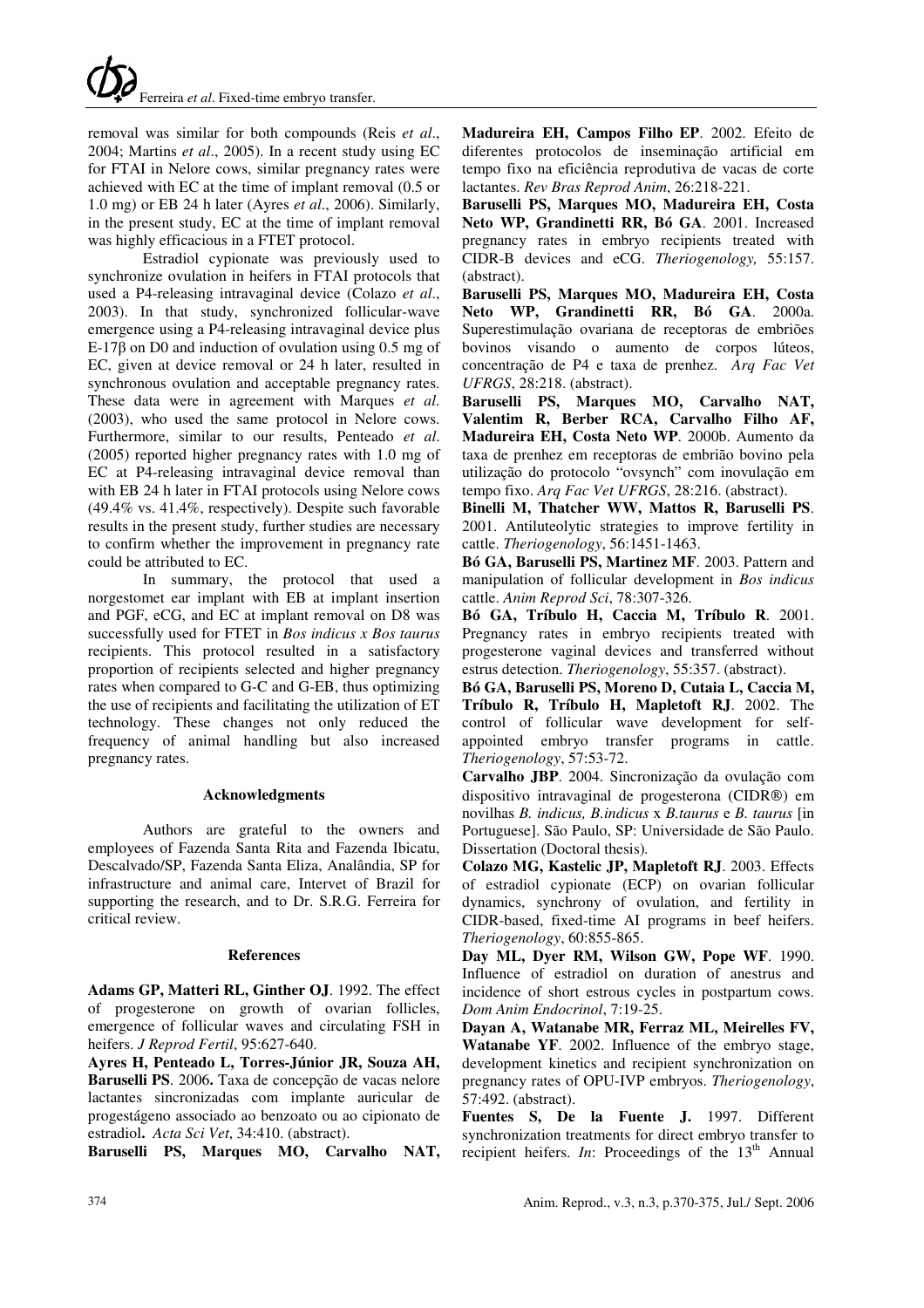removal was similar for both compounds (Reis *et al*., 2004; Martins *et al*., 2005). In a recent study using EC for FTAI in Nelore cows, similar pregnancy rates were achieved with EC at the time of implant removal (0.5 or 1.0 mg) or EB 24 h later (Ayres *et al*., 2006). Similarly, in the present study, EC at the time of implant removal was highly efficacious in a FTET protocol.

Estradiol cypionate was previously used to synchronize ovulation in heifers in FTAI protocols that used a P4-releasing intravaginal device (Colazo *et al*., 2003). In that study, synchronized follicular-wave emergence using a P4-releasing intravaginal device plus E-17β on D0 and induction of ovulation using 0.5 mg of EC, given at device removal or 24 h later, resulted in synchronous ovulation and acceptable pregnancy rates. These data were in agreement with Marques *et al*. (2003), who used the same protocol in Nelore cows. Furthermore, similar to our results, Penteado *et al*. (2005) reported higher pregnancy rates with 1.0 mg of EC at P4-releasing intravaginal device removal than with EB 24 h later in FTAI protocols using Nelore cows (49.4% vs. 41.4%, respectively). Despite such favorable results in the present study, further studies are necessary to confirm whether the improvement in pregnancy rate could be attributed to EC.

In summary, the protocol that used a norgestomet ear implant with EB at implant insertion and PGF, eCG, and EC at implant removal on D8 was successfully used for FTET in *Bos indicus x Bos taurus* recipients. This protocol resulted in a satisfactory proportion of recipients selected and higher pregnancy rates when compared to G-C and G-EB, thus optimizing the use of recipients and facilitating the utilization of ET technology. These changes not only reduced the frequency of animal handling but also increased pregnancy rates.

## Acknowledgments

Authors are grateful to the owners and employees of Fazenda Santa Rita and Fazenda Ibicatu, Descalvado/SP, Fazenda Santa Eliza, Analândia, SP for infrastructure and animal care, Intervet of Brazil for supporting the research, and to Dr. S.R.G. Ferreira for critical review.

## References

**Adams GP, Matteri RL, Ginther OJ**. 1992. The effect of progesterone on growth of ovarian follicles, emergence of follicular waves and circulating FSH in heifers. *J Reprod Fertil*, 95:627-640.

**Ayres H, Penteado L, Torres-Júnior JR, Souza AH, Baruselli PS**. 2006**.** Taxa de concepção de vacas nelore lactantes sincronizadas com implante auricular de progestágeno associado ao benzoato ou ao cipionato de estradiol**.** *Acta Sci Vet*, 34:410. (abstract).

**Baruselli PS, Marques MO, Carvalho NAT, Madureira EH, Campos Filho EP**. 2002. Efeito de diferentes protocolos de inseminação artificial em tempo fixo na eficiência reprodutiva de vacas de corte lactantes. *Rev Bras Reprod Anim*, 26:218-221.

**Baruselli PS, Marques MO, Madureira EH, Costa Neto WP, Grandinetti RR, Bó GA**. 2001. Increased pregnancy rates in embryo recipients treated with CIDR-B devices and eCG. *Theriogenology,* 55:157. (abstract).

**Baruselli PS, Marques MO, Madureira EH, Costa Neto WP, Grandinetti RR, Bó GA**. 2000a. Superestimulação ovariana de receptoras de embriões bovinos visando o aumento de corpos lúteos, concentração de P4 e taxa de prenhez. *Arq Fac Vet UFRGS*, 28:218. (abstract).

**Baruselli PS, Marques MO, Carvalho NAT, Valentim R, Berber RCA, Carvalho Filho AF, Madureira EH, Costa Neto WP**. 2000b. Aumento da taxa de prenhez em receptoras de embrião bovino pela utilização do protocolo "ovsynch" com inovulação em tempo fixo. *Arq Fac Vet UFRGS*, 28:216. (abstract).

**Binelli M, Thatcher WW, Mattos R, Baruselli PS**. 2001. Antiluteolytic strategies to improve fertility in cattle. *Theriogenology*, 56:1451-1463.

**Bó GA, Baruselli PS, Martinez MF**. 2003. Pattern and manipulation of follicular development in *Bos indicus* cattle. *Anim Reprod Sci*, 78:307-326.

**Bó GA, Tríbulo H, Caccia M, Tríbulo R**. 2001. Pregnancy rates in embryo recipients treated with progesterone vaginal devices and transferred without estrus detection. *Theriogenology*, 55:357. (abstract).

**Bó GA, Baruselli PS, Moreno D, Cutaia L, Caccia M, Tríbulo R, Tríbulo H, Mapletoft RJ**. 2002. The control of follicular wave development for self-appointed embryo transfer programs in cattle. *Theriogenology*, 57:53-72.

**Carvalho JBP**. 2004. Sincronização da ovulação com dispositivo intravaginal de progesterona (CIDR®) em novilhas *B. indicus, B.indicus* x *B.taurus* e *B. taurus* [in Portuguese]. São Paulo, SP: Universidade de São Paulo. Dissertation (Doctoral thesis).

**Colazo MG, Kastelic JP, Mapletoft RJ**. 2003. Effects of estradiol cypionate (ECP) on ovarian follicular dynamics, synchrony of ovulation, and fertility in CIDR-based, fixed-time AI programs in beef heifers. *Theriogenology*, 60:855-865.

**Day ML, Dyer RM, Wilson GW, Pope WF**. 1990. Influence of estradiol on duration of anestrus and incidence of short estrous cycles in postpartum cows. *Dom Anim Endocrinol*, 7:19-25.

**Dayan A, Watanabe MR, Ferraz ML, Meirelles FV, Watanabe YF**. 2002. Influence of the embryo stage, development kinetics and recipient synchronization on pregnancy rates of OPU-IVP embryos. *Theriogenology*, 57:492. (abstract).

**Fuentes S, De la Fuente J.** 1997. Different synchronization treatments for direct embryo transfer to recipient heifers. *In*: Proceedings of the 13th Annual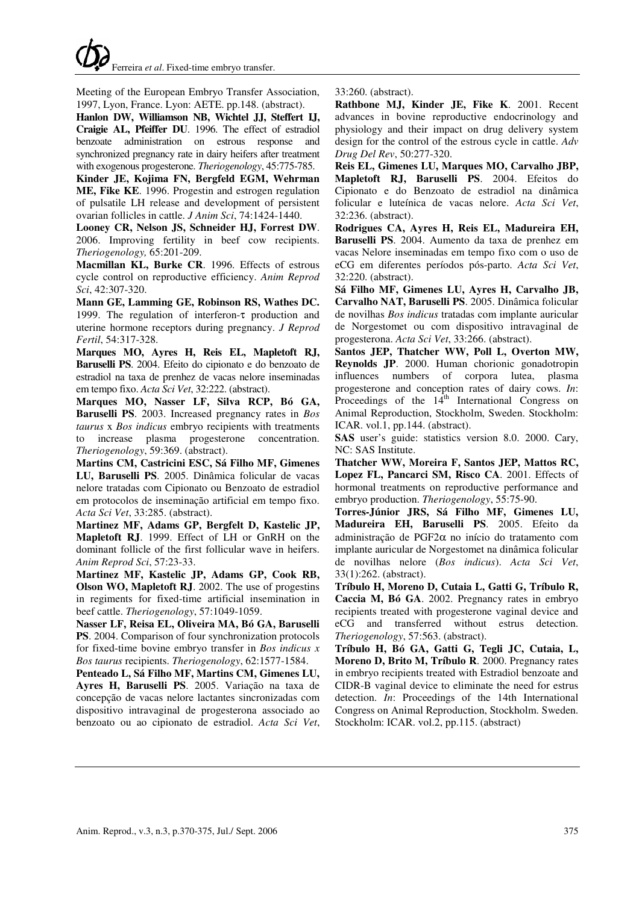Meeting of the European Embryo Transfer Association, 1997, Lyon, France. Lyon: AETE. pp.148. (abstract).

**Hanlon DW, Williamson NB, Wichtel JJ, Steffert IJ, Craigie AL, Pfeiffer DU**. 1996. The effect of estradiol benzoate administration on estrous response and synchronized pregnancy rate in dairy heifers after treatment with exogenous progesterone. *Theriogenology*, 45:775-785.

**Kinder JE, Kojima FN, Bergfeld EGM, Wehrman ME, Fike KE**. 1996. Progestin and estrogen regulation of pulsatile LH release and development of persistent ovarian follicles in cattle. *J Anim Sci*, 74:1424-1440.

**Looney CR, Nelson JS, Schneider HJ, Forrest DW**. 2006. Improving fertility in beef cow recipients. *Theriogenology,* 65:201-209.

**Macmillan KL, Burke CR**. 1996. Effects of estrous cycle control on reproductive efficiency. *Anim Reprod Sci*, 42:307-320.

**Mann GE, Lamming GE, Robinson RS, Wathes DC.** 1999. The regulation of interferon-τ production and uterine hormone receptors during pregnancy. *J Reprod Fertil*, 54:317-328.

**Marques MO, Ayres H, Reis EL, Mapletoft RJ, Baruselli PS**. 2004. Efeito do cipionato e do benzoato de estradiol na taxa de prenhez de vacas nelore inseminadas em tempo fixo. *Acta Sci Vet*, 32:222. (abstract).

**Marques MO, Nasser LF, Silva RCP, Bó GA, Baruselli PS**. 2003. Increased pregnancy rates in *Bos taurus* x *Bos indicus* embryo recipients with treatments to increase plasma progesterone concentration. *Theriogenology*, 59:369. (abstract).

**Martins CM, Castricini ESC, Sá Filho MF, Gimenes LU, Baruselli PS**. 2005. Dinâmica folicular de vacas nelore tratadas com Cipionato ou Benzoato de estradiol em protocolos de inseminação artificial em tempo fixo. *Acta Sci Vet*, 33:285. (abstract).

**Martinez MF, Adams GP, Bergfelt D, Kastelic JP, Mapletoft RJ**. 1999. Effect of LH or GnRH on the dominant follicle of the first follicular wave in heifers. *Anim Reprod Sci*, 57:23-33.

**Martinez MF, Kastelic JP, Adams GP, Cook RB, Olson WO, Mapletoft RJ**. 2002. The use of progestins in regiments for fixed-time artificial insemination in beef cattle. *Theriogenology*, 57:1049-1059.

**Nasser LF, Reisa EL, Oliveira MA, Bó GA, Baruselli PS**. 2004. Comparison of four synchronization protocols for fixed-time bovine embryo transfer in *Bos indicus x Bos taurus* recipients. *Theriogenology*, 62:1577-1584.

**Penteado L, Sá Filho MF, Martins CM, Gimenes LU, Ayres H, Baruselli PS**. 2005. Variação na taxa de concepção de vacas nelore lactantes sincronizadas com dispositivo intravaginal de progesterona associado ao benzoato ou ao cipionato de estradiol. *Acta Sci Vet*, 33:260. (abstract).

**Rathbone MJ, Kinder JE, Fike K**. 2001. Recent advances in bovine reproductive endocrinology and physiology and their impact on drug delivery system design for the control of the estrous cycle in cattle. *Adv Drug Del Rev*, 50:277-320.

**Reis EL, Gimenes LU, Marques MO, Carvalho JBP, Mapletoft RJ, Baruselli PS**. 2004. Efeitos do Cipionato e do Benzoato de estradiol na dinâmica folicular e luteínica de vacas nelore. *Acta Sci Vet*, 32:236. (abstract).

**Rodrigues CA, Ayres H, Reis EL, Madureira EH, Baruselli PS**. 2004. Aumento da taxa de prenhez em vacas Nelore inseminadas em tempo fixo com o uso de eCG em diferentes períodos pós-parto. *Acta Sci Vet*, 32:220. (abstract).

**Sá Filho MF, Gimenes LU, Ayres H, Carvalho JB, Carvalho NAT, Baruselli PS**. 2005. Dinâmica folicular de novilhas *Bos indicus* tratadas com implante auricular de Norgestomet ou com dispositivo intravaginal de progesterona. *Acta Sci Vet*, 33:266. (abstract).

**Santos JEP, Thatcher WW, Poll L, Overton MW, Reynolds JP**. 2000. Human chorionic gonadotropin influences numbers of corpora lutea, plasma progesterone and conception rates of dairy cows. *In*: Proceedings of the 14[th] International Congress on Animal Reproduction, Stockholm, Sweden. Stockholm: ICAR. vol.1, pp.144. (abstract).

**SAS** user's guide: statistics version 8.0. 2000. Cary, NC: SAS Institute.

**Thatcher WW, Moreira F, Santos JEP, Mattos RC, Lopez FL, Pancarci SM, Risco CA**. 2001. Effects of hormonal treatments on reproductive performance and embryo production. *Theriogenology*, 55:75-90.

**Torres-Júnior JRS, Sá Filho MF, Gimenes LU, Madureira EH, Baruselli PS**. 2005. Efeito da administração de PGF2α no início do tratamento com implante auricular de Norgestomet na dinâmica folicular de novilhas nelore (*Bos indicus*). *Acta Sci Vet*, 33(1):262. (abstract).

**Tríbulo H, Moreno D, Cutaia L, Gatti G, Tríbulo R, Caccia M, Bó GA**. 2002. Pregnancy rates in embryo recipients treated with progesterone vaginal device and eCG and transferred without estrus detection. *Theriogenology*, 57:563. (abstract).

**Tríbulo H, Bó GA, Gatti G, Tegli JC, Cutaia, L, Moreno D, Brito M, Tríbulo R**. 2000. Pregnancy rates in embryo recipients treated with Estradiol benzoate and CIDR-B vaginal device to eliminate the need for estrus detection. *In*: Proceedings of the 14th International Congress on Animal Reproduction, Stockholm. Sweden. Stockholm: ICAR. vol.2, pp.115. (abstract)